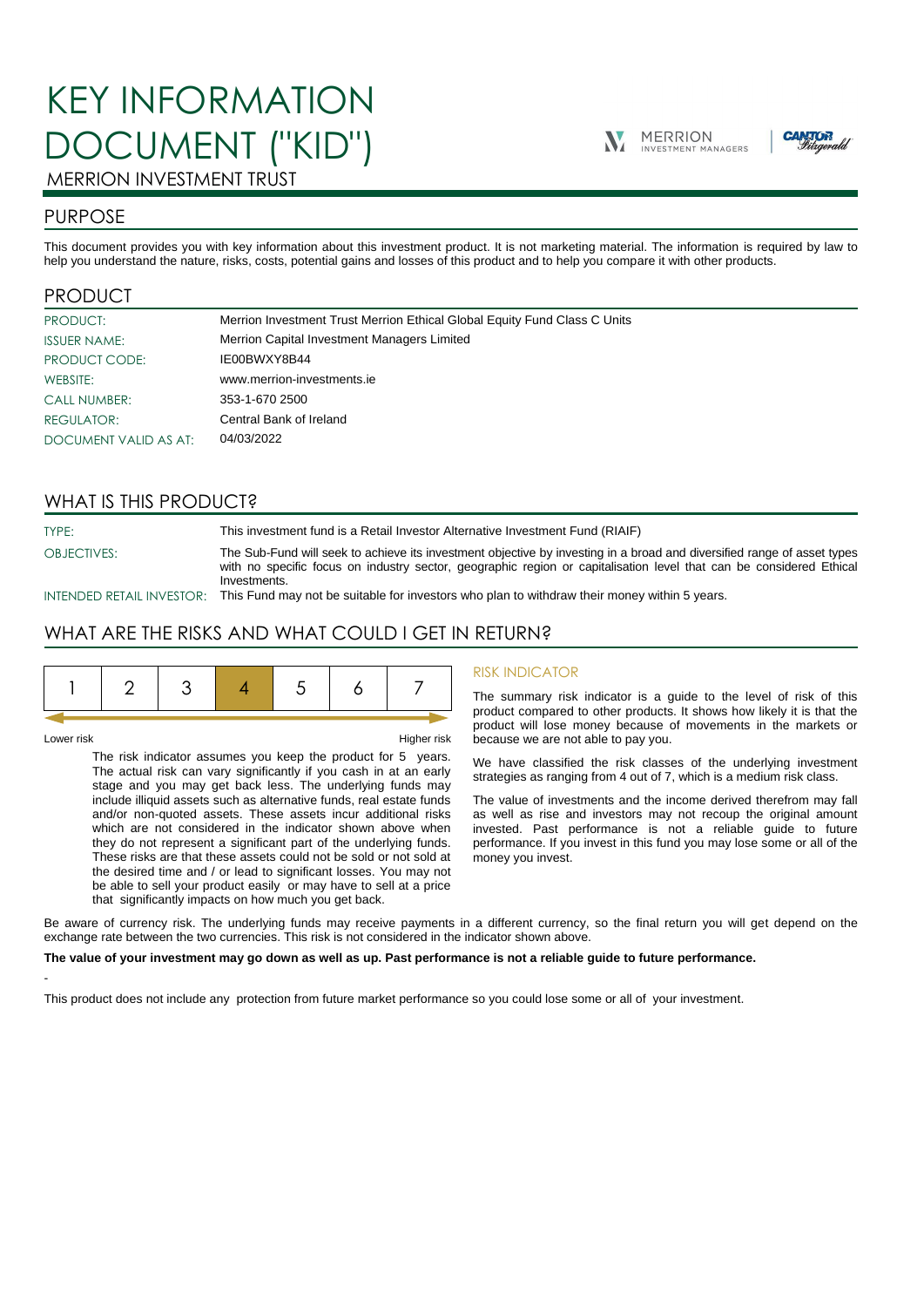# KEY INFORMATION DOCUMENT ("KID")

MERRION INVESTMENT TRUST

## PURPOSE

This document provides you with key information about this investment product. It is not marketing material. The information is required by law to help you understand the nature, risks, costs, potential gains and losses of this product and to help you compare it with other products.

## PRODUCT

| | |
|---|---|
| PRODUCT: | Merrion Investment Trust Merrion Ethical Global Equity Fund Class C Units |
| ISSUER NAME: | Merrion Capital Investment Managers Limited |
| PRODUCT CODE: | IE00BWXY8B44 |
| WEBSITE: | www.merrion-investments.ie |
| CALL NUMBER: | 353-1-670 2500 |
| REGULATOR: | Central Bank of Ireland |
| DOCUMENT VALID AS AT: | 04/03/2022 |

## WHAT IS THIS PRODUCT?

| | |
|---|---|
| TYPE: | This investment fund is a Retail Investor Alternative Investment Fund (RIAIF) |
| OBJECTIVES: | The Sub-Fund will seek to achieve its investment objective by investing in a broad and diversified range of asset types with no specific focus on industry sector, geographic region or capitalisation level that can be considered Ethical Investments. |
| INTENDED RETAIL INVESTOR: | This Fund may not be suitable for investors who plan to withdraw their money within 5 years. |

## WHAT ARE THE RISKS AND WHAT COULD I GET IN RETURN?

| 1 | 2 | 3 | **4** | 5 | 6 | 7 |
|---|---|---|---|---|---|---|

Lower risk — Higher risk

The risk indicator assumes you keep the product for 5 years. The actual risk can vary significantly if you cash in at an early stage and you may get back less. The underlying funds may include illiquid assets such as alternative funds, real estate funds and/or non-quoted assets. These assets incur additional risks which are not considered in the indicator shown above when they do not represent a significant part of the underlying funds. These risks are that these assets could not be sold or not sold at the desired time and / or lead to significant losses. You may not be able to sell your product easily or may have to sell at a price that significantly impacts on how much you get back.

### RISK INDICATOR

The summary risk indicator is a guide to the level of risk of this product compared to other products. It shows how likely it is that the product will lose money because of movements in the markets or because we are not able to pay you.

We have classified the risk classes of the underlying investment strategies as ranging from 4 out of 7, which is a medium risk class.

The value of investments and the income derived therefrom may fall as well as rise and investors may not recoup the original amount invested. Past performance is not a reliable guide to future performance. If you invest in this fund you may lose some or all of the money you invest.

Be aware of currency risk. The underlying funds may receive payments in a different currency, so the final return you will get depend on the exchange rate between the two currencies. This risk is not considered in the indicator shown above.

**The value of your investment may go down as well as up. Past performance is not a reliable guide to future performance.**

-

This product does not include any protection from future market performance so you could lose some or all of your investment.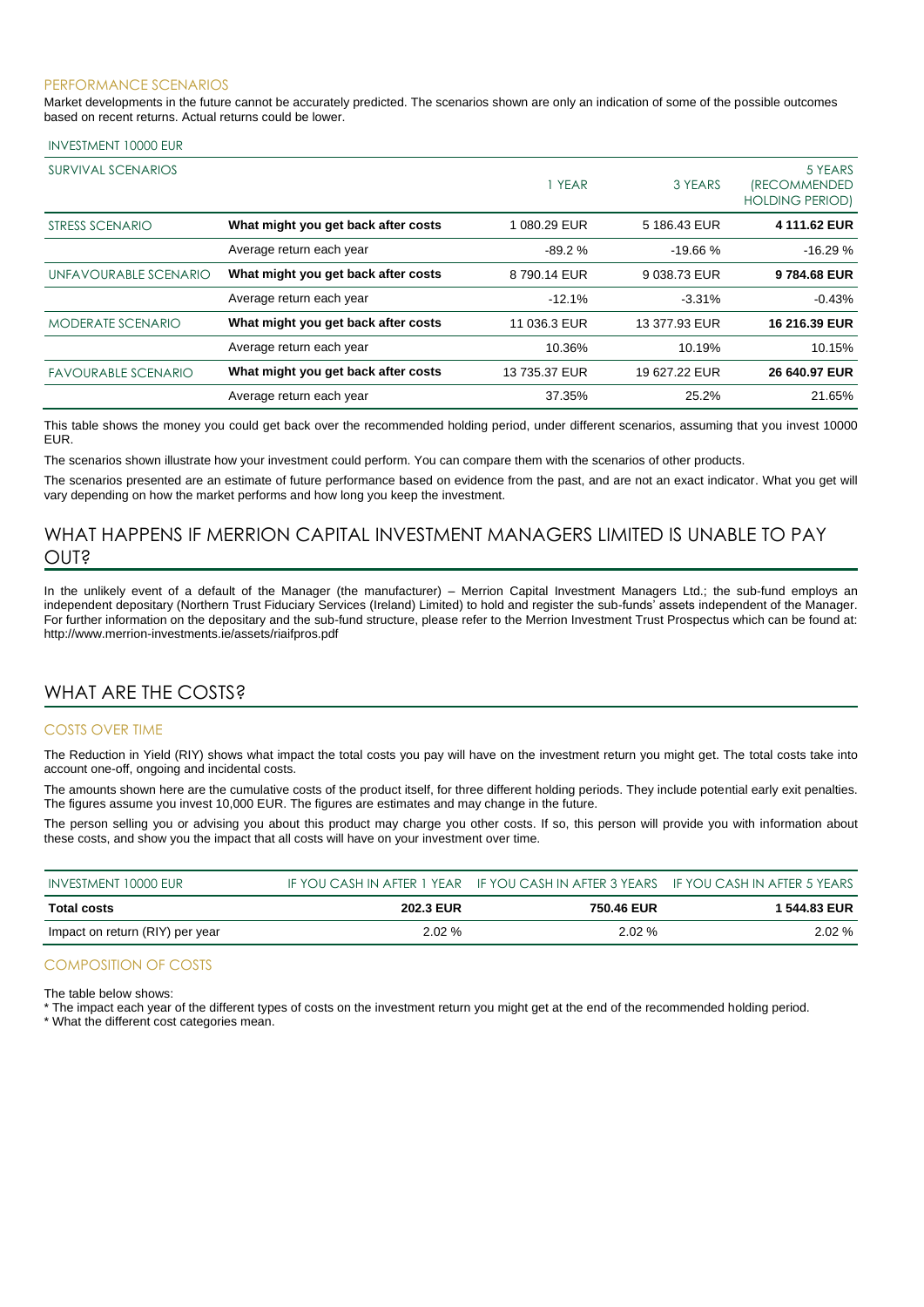### PERFORMANCE SCENARIOS

Market developments in the future cannot be accurately predicted. The scenarios shown are only an indication of some of the possible outcomes based on recent returns. Actual returns could be lower.

INVESTMENT 10000 EUR

| SURVIVAL SCENARIOS | | 1 YEAR | 3 YEARS | 5 YEARS (RECOMMENDED HOLDING PERIOD) |
|---|---|---|---|---|
| STRESS SCENARIO | **What might you get back after costs** | 1 080.29 EUR | 5 186.43 EUR | **4 111.62 EUR** |
| | Average return each year | -89.2 % | -19.66 % | -16.29 % |
| UNFAVOURABLE SCENARIO | **What might you get back after costs** | 8 790.14 EUR | 9 038.73 EUR | **9 784.68 EUR** |
| | Average return each year | -12.1% | -3.31% | -0.43% |
| MODERATE SCENARIO | **What might you get back after costs** | 11 036.3 EUR | 13 377.93 EUR | **16 216.39 EUR** |
| | Average return each year | 10.36% | 10.19% | 10.15% |
| FAVOURABLE SCENARIO | **What might you get back after costs** | 13 735.37 EUR | 19 627.22 EUR | **26 640.97 EUR** |
| | Average return each year | 37.35% | 25.2% | 21.65% |

This table shows the money you could get back over the recommended holding period, under different scenarios, assuming that you invest 10000 EUR.

The scenarios shown illustrate how your investment could perform. You can compare them with the scenarios of other products.

The scenarios presented are an estimate of future performance based on evidence from the past, and are not an exact indicator. What you get will vary depending on how the market performs and how long you keep the investment.

## WHAT HAPPENS IF MERRION CAPITAL INVESTMENT MANAGERS LIMITED IS UNABLE TO PAY OUT?

In the unlikely event of a default of the Manager (the manufacturer) – Merrion Capital Investment Managers Ltd.; the sub-fund employs an independent depositary (Northern Trust Fiduciary Services (Ireland) Limited) to hold and register the sub-funds' assets independent of the Manager. For further information on the depositary and the sub-fund structure, please refer to the Merrion Investment Trust Prospectus which can be found at: http://www.merrion-investments.ie/assets/riaifpros.pdf

## WHAT ARE THE COSTS?

### COSTS OVER TIME

The Reduction in Yield (RIY) shows what impact the total costs you pay will have on the investment return you might get. The total costs take into account one-off, ongoing and incidental costs.

The amounts shown here are the cumulative costs of the product itself, for three different holding periods. They include potential early exit penalties. The figures assume you invest 10,000 EUR. The figures are estimates and may change in the future.

The person selling you or advising you about this product may charge you other costs. If so, this person will provide you with information about these costs, and show you the impact that all costs will have on your investment over time.

| INVESTMENT 10000 EUR | IF YOU CASH IN AFTER 1 YEAR | IF YOU CASH IN AFTER 3 YEARS | IF YOU CASH IN AFTER 5 YEARS |
|---|---|---|---|
| **Total costs** | **202.3 EUR** | **750.46 EUR** | **1 544.83 EUR** |
| Impact on return (RIY) per year | 2.02 % | 2.02 % | 2.02 % |

### COMPOSITION OF COSTS

The table below shows:

* The impact each year of the different types of costs on the investment return you might get at the end of the recommended holding period.
* What the different cost categories mean.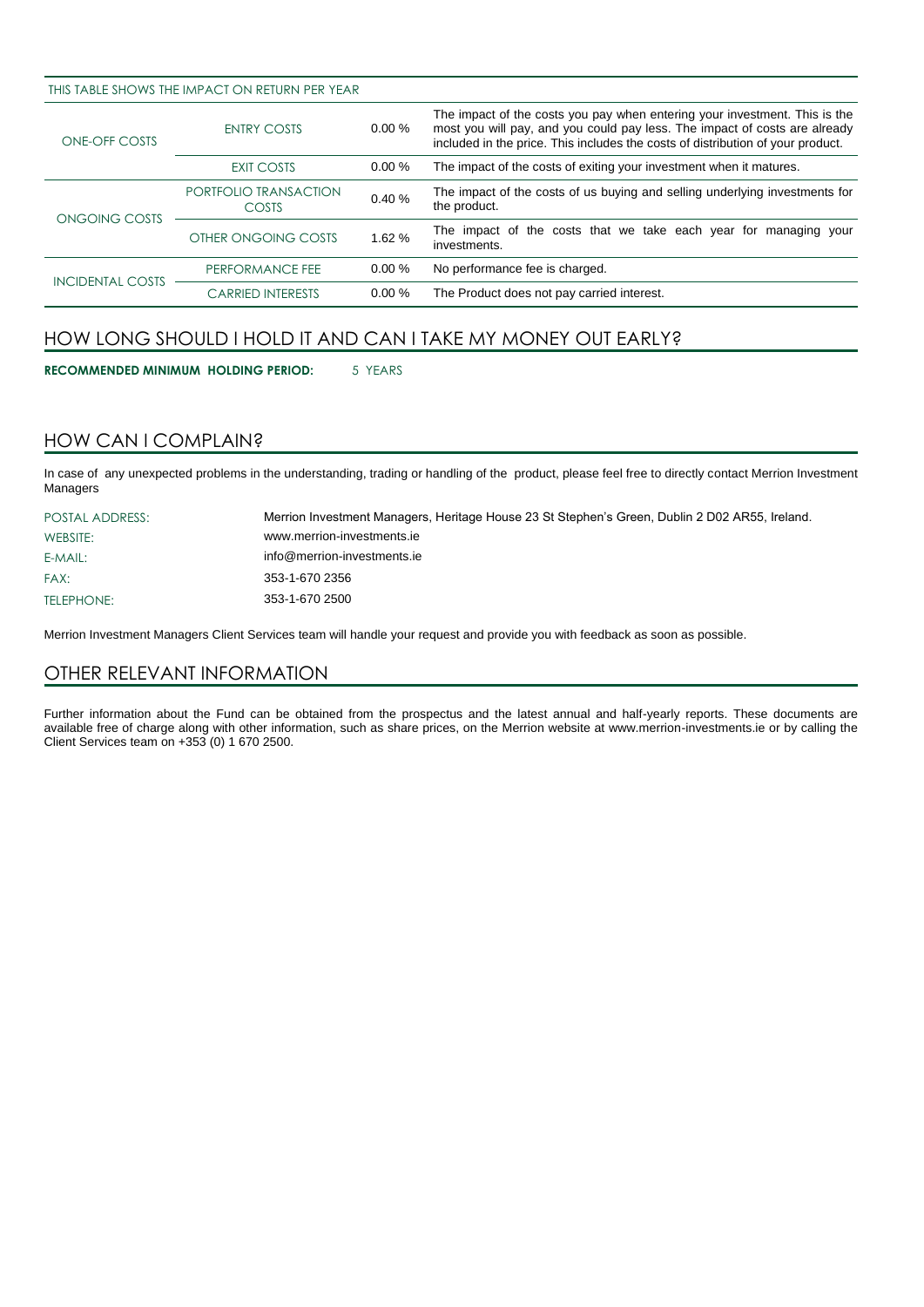| THIS TABLE SHOWS THE IMPACT ON RETURN PER YEAR | | | |
|---|---|---|---|
| ONE-OFF COSTS | ENTRY COSTS | 0.00 % | The impact of the costs you pay when entering your investment. This is the most you will pay, and you could pay less. The impact of costs are already included in the price. This includes the costs of distribution of your product. |
| | EXIT COSTS | 0.00 % | The impact of the costs of exiting your investment when it matures. |
| ONGOING COSTS | PORTFOLIO TRANSACTION COSTS | 0.40 % | The impact of the costs of us buying and selling underlying investments for the product. |
| | OTHER ONGOING COSTS | 1.62 % | The impact of the costs that we take each year for managing your investments. |
| INCIDENTAL COSTS | PERFORMANCE FEE | 0.00 % | No performance fee is charged. |
| | CARRIED INTERESTS | 0.00 % | The Product does not pay carried interest. |

## HOW LONG SHOULD I HOLD IT AND CAN I TAKE MY MONEY OUT EARLY?

**RECOMMENDED MINIMUM HOLDING PERIOD:** 5 YEARS

## HOW CAN I COMPLAIN?

In case of any unexpected problems in the understanding, trading or handling of the product, please feel free to directly contact Merrion Investment Managers

| | |
|---|---|
| POSTAL ADDRESS: | Merrion Investment Managers, Heritage House 23 St Stephen's Green, Dublin 2 D02 AR55, Ireland. |
| WEBSITE: | www.merrion-investments.ie |
| E-MAIL: | info@merrion-investments.ie |
| FAX: | 353-1-670 2356 |
| TELEPHONE: | 353-1-670 2500 |

Merrion Investment Managers Client Services team will handle your request and provide you with feedback as soon as possible.

## OTHER RELEVANT INFORMATION

Further information about the Fund can be obtained from the prospectus and the latest annual and half-yearly reports. These documents are available free of charge along with other information, such as share prices, on the Merrion website at www.merrion-investments.ie or by calling the Client Services team on +353 (0) 1 670 2500.